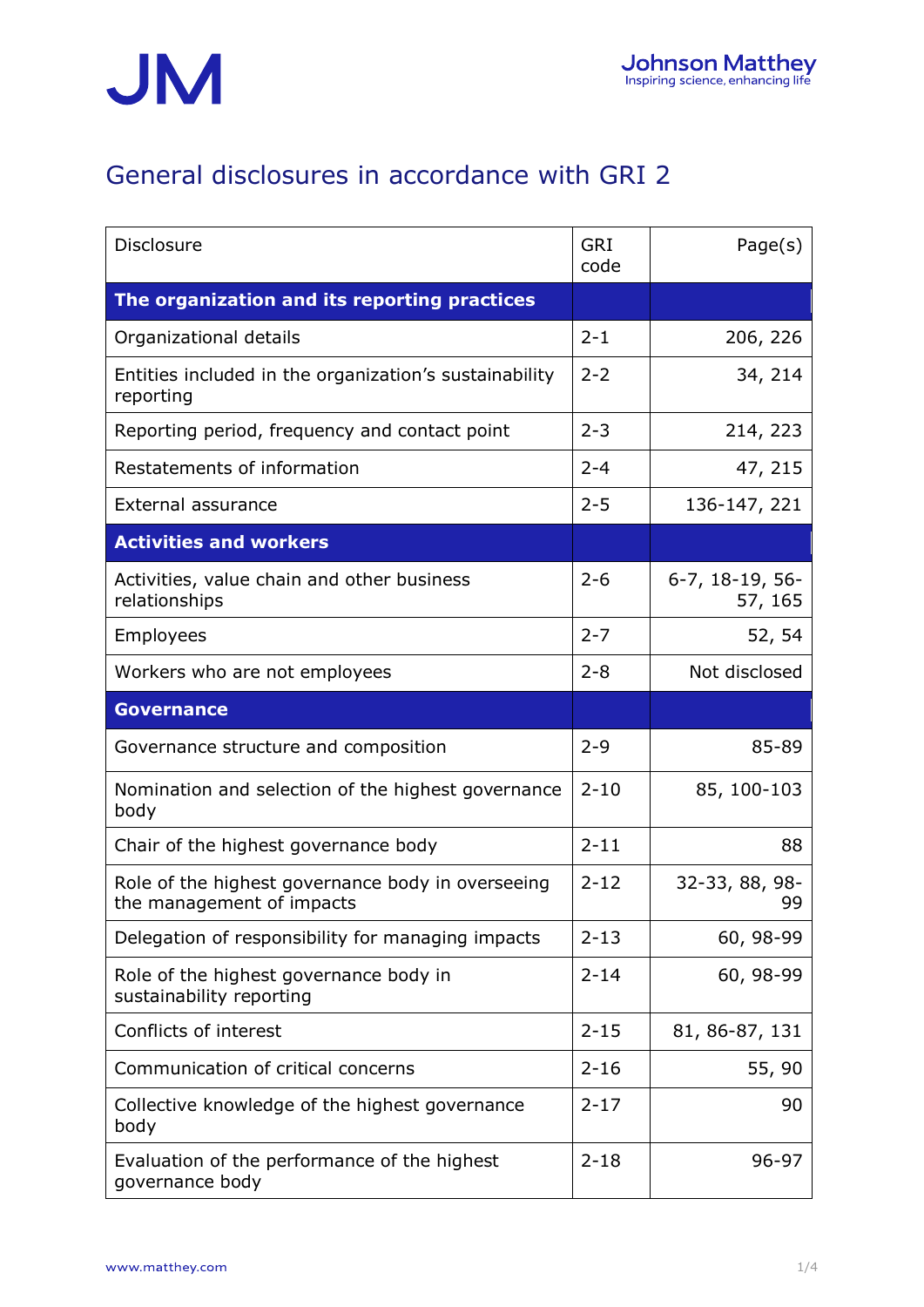# General disclosures in accordance with GRI 2

| Disclosure | GRI code | Page(s) |
|---|---|---|
| **The organization and its reporting practices** | | |
| Organizational details | 2-1 | 206, 226 |
| Entities included in the organization's sustainability reporting | 2-2 | 34, 214 |
| Reporting period, frequency and contact point | 2-3 | 214, 223 |
| Restatements of information | 2-4 | 47, 215 |
| External assurance | 2-5 | 136-147, 221 |
| **Activities and workers** | | |
| Activities, value chain and other business relationships | 2-6 | 6-7, 18-19, 56-57, 165 |
| Employees | 2-7 | 52, 54 |
| Workers who are not employees | 2-8 | Not disclosed |
| **Governance** | | |
| Governance structure and composition | 2-9 | 85-89 |
| Nomination and selection of the highest governance body | 2-10 | 85, 100-103 |
| Chair of the highest governance body | 2-11 | 88 |
| Role of the highest governance body in overseeing the management of impacts | 2-12 | 32-33, 88, 98-99 |
| Delegation of responsibility for managing impacts | 2-13 | 60, 98-99 |
| Role of the highest governance body in sustainability reporting | 2-14 | 60, 98-99 |
| Conflicts of interest | 2-15 | 81, 86-87, 131 |
| Communication of critical concerns | 2-16 | 55, 90 |
| Collective knowledge of the highest governance body | 2-17 | 90 |
| Evaluation of the performance of the highest governance body | 2-18 | 96-97 |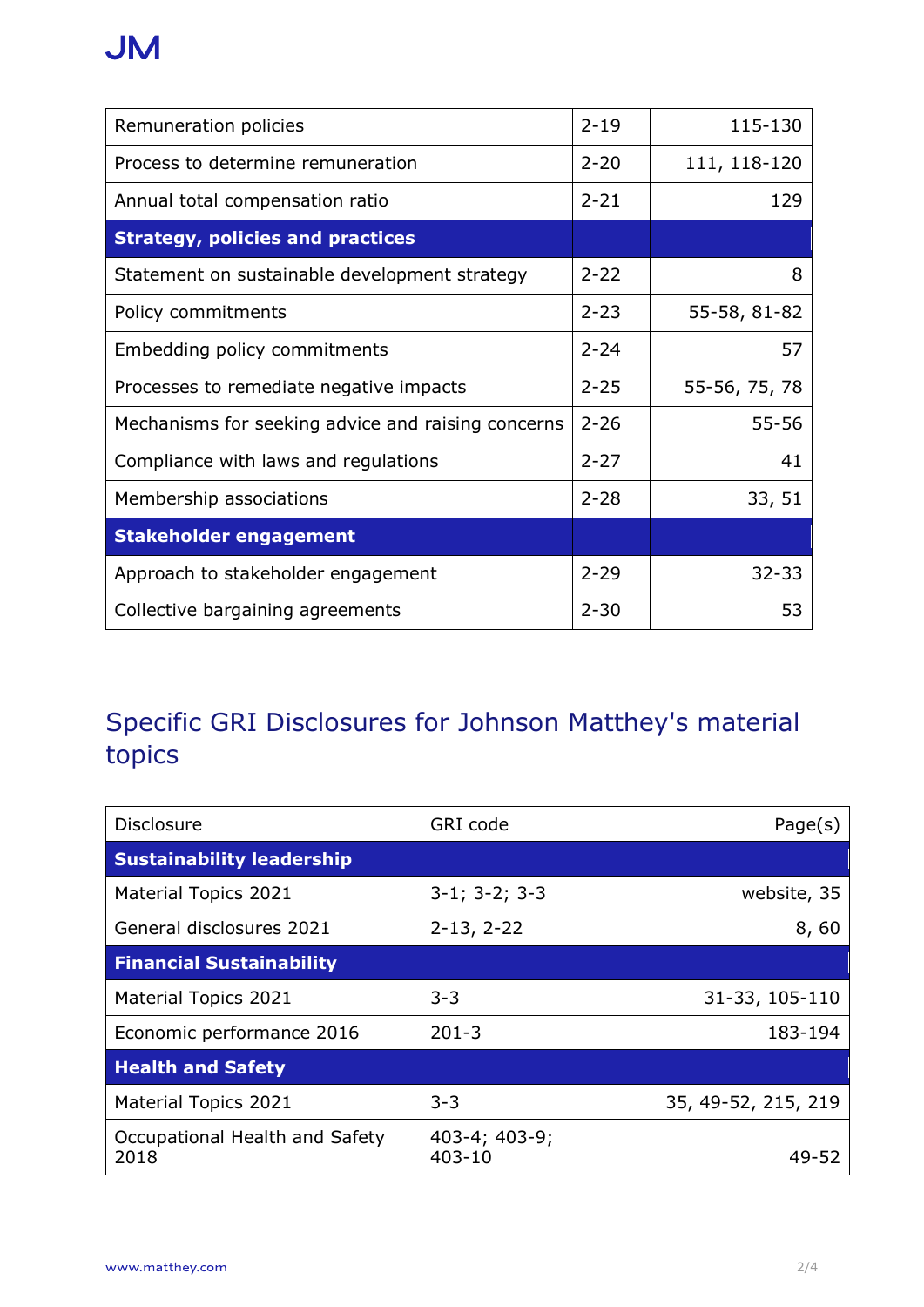| | | |
|---|---|---|
| Remuneration policies | 2-19 | 115-130 |
| Process to determine remuneration | 2-20 | 111, 118-120 |
| Annual total compensation ratio | 2-21 | 129 |
| **Strategy, policies and practices** | | |
| Statement on sustainable development strategy | 2-22 | 8 |
| Policy commitments | 2-23 | 55-58, 81-82 |
| Embedding policy commitments | 2-24 | 57 |
| Processes to remediate negative impacts | 2-25 | 55-56, 75, 78 |
| Mechanisms for seeking advice and raising concerns | 2-26 | 55-56 |
| Compliance with laws and regulations | 2-27 | 41 |
| Membership associations | 2-28 | 33, 51 |
| **Stakeholder engagement** | | |
| Approach to stakeholder engagement | 2-29 | 32-33 |
| Collective bargaining agreements | 2-30 | 53 |

## Specific GRI Disclosures for Johnson Matthey's material topics

| Disclosure | GRI code | Page(s) |
|---|---|---|
| **Sustainability leadership** | | |
| Material Topics 2021 | 3-1; 3-2; 3-3 | website, 35 |
| General disclosures 2021 | 2-13, 2-22 | 8, 60 |
| **Financial Sustainability** | | |
| Material Topics 2021 | 3-3 | 31-33, 105-110 |
| Economic performance 2016 | 201-3 | 183-194 |
| **Health and Safety** | | |
| Material Topics 2021 | 3-3 | 35, 49-52, 215, 219 |
| Occupational Health and Safety 2018 | 403-4; 403-9; 403-10 | 49-52 |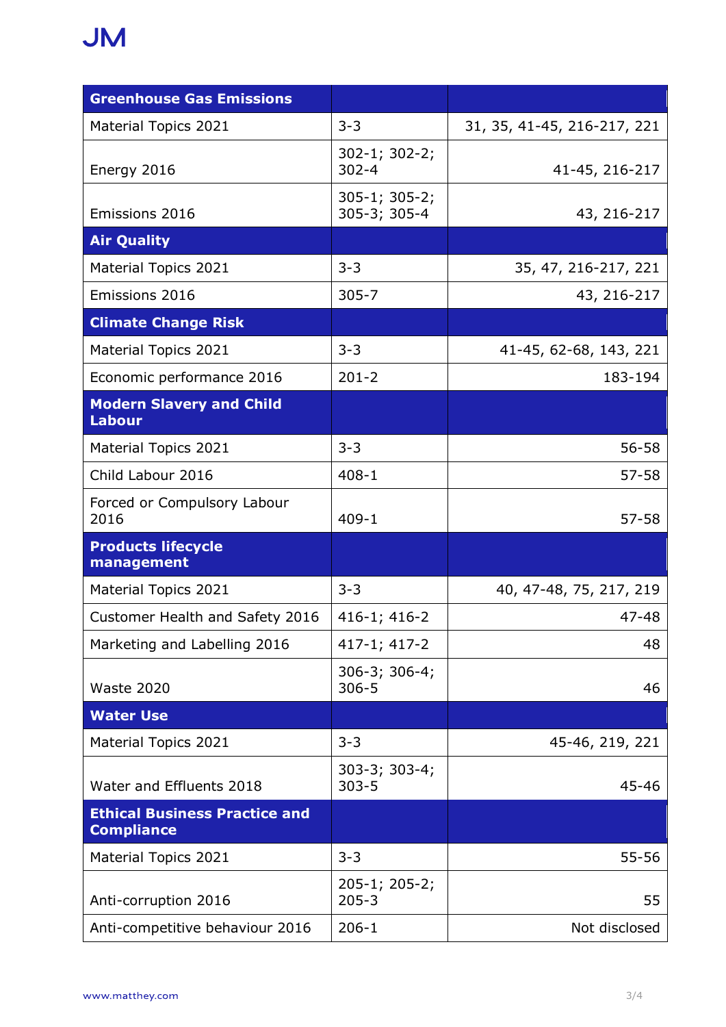| Greenhouse Gas Emissions | | |
|---|---|---|
| Material Topics 2021 | 3-3 | 31, 35, 41-45, 216-217, 221 |
| Energy 2016 | 302-1; 302-2; 302-4 | 41-45, 216-217 |
| Emissions 2016 | 305-1; 305-2; 305-3; 305-4 | 43, 216-217 |
| **Air Quality** | | |
| Material Topics 2021 | 3-3 | 35, 47, 216-217, 221 |
| Emissions 2016 | 305-7 | 43, 216-217 |
| **Climate Change Risk** | | |
| Material Topics 2021 | 3-3 | 41-45, 62-68, 143, 221 |
| Economic performance 2016 | 201-2 | 183-194 |
| **Modern Slavery and Child Labour** | | |
| Material Topics 2021 | 3-3 | 56-58 |
| Child Labour 2016 | 408-1 | 57-58 |
| Forced or Compulsory Labour 2016 | 409-1 | 57-58 |
| **Products lifecycle management** | | |
| Material Topics 2021 | 3-3 | 40, 47-48, 75, 217, 219 |
| Customer Health and Safety 2016 | 416-1; 416-2 | 47-48 |
| Marketing and Labelling 2016 | 417-1; 417-2 | 48 |
| Waste 2020 | 306-3; 306-4; 306-5 | 46 |
| **Water Use** | | |
| Material Topics 2021 | 3-3 | 45-46, 219, 221 |
| Water and Effluents 2018 | 303-3; 303-4; 303-5 | 45-46 |
| **Ethical Business Practice and Compliance** | | |
| Material Topics 2021 | 3-3 | 55-56 |
| Anti-corruption 2016 | 205-1; 205-2; 205-3 | 55 |
| Anti-competitive behaviour 2016 | 206-1 | Not disclosed |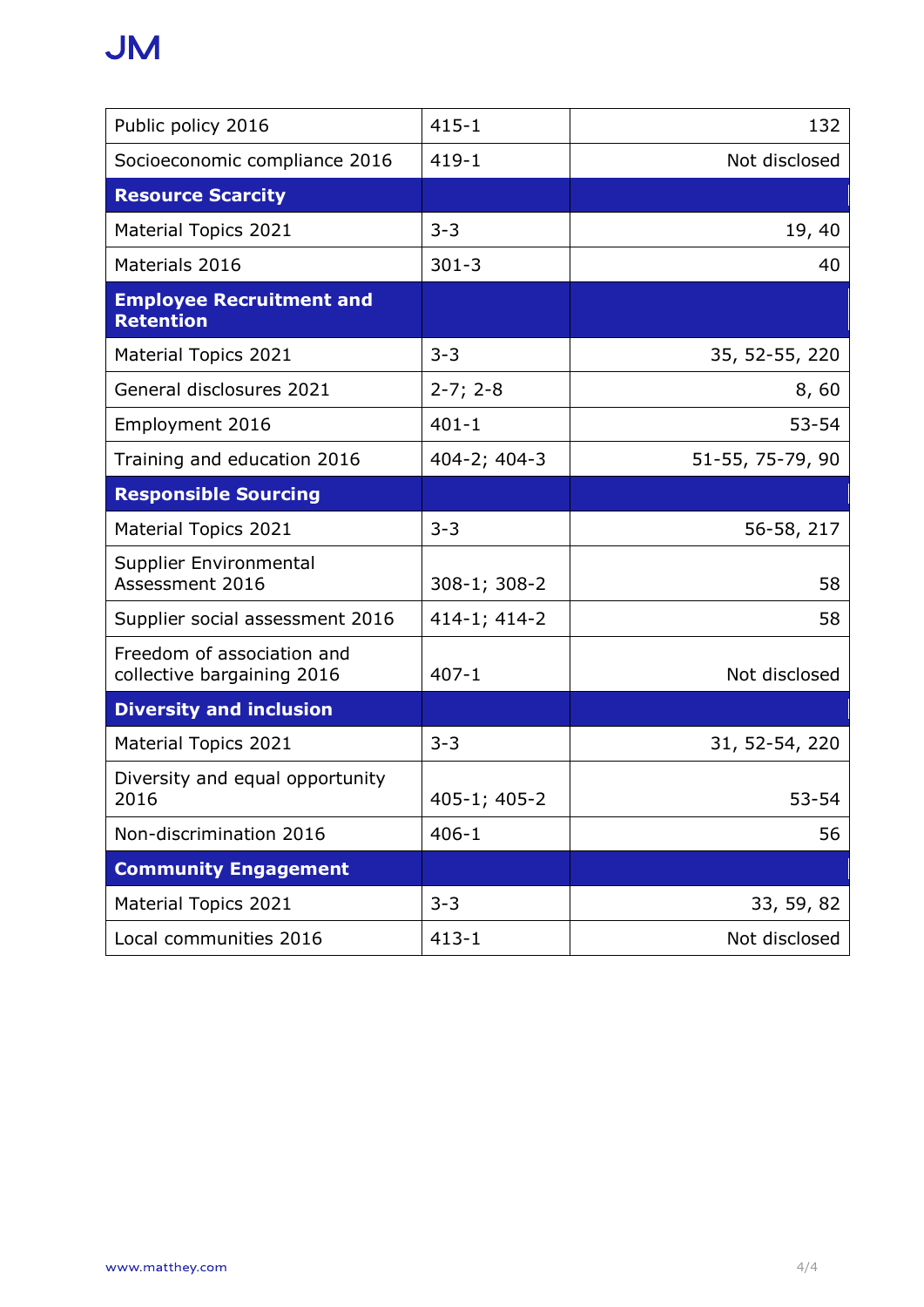| | | |
|---|---|---|
| Public policy 2016 | 415-1 | 132 |
| Socioeconomic compliance 2016 | 419-1 | Not disclosed |
| **Resource Scarcity** | | |
| Material Topics 2021 | 3-3 | 19, 40 |
| Materials 2016 | 301-3 | 40 |
| **Employee Recruitment and Retention** | | |
| Material Topics 2021 | 3-3 | 35, 52-55, 220 |
| General disclosures 2021 | 2-7; 2-8 | 8, 60 |
| Employment 2016 | 401-1 | 53-54 |
| Training and education 2016 | 404-2; 404-3 | 51-55, 75-79, 90 |
| **Responsible Sourcing** | | |
| Material Topics 2021 | 3-3 | 56-58, 217 |
| Supplier Environmental Assessment 2016 | 308-1; 308-2 | 58 |
| Supplier social assessment 2016 | 414-1; 414-2 | 58 |
| Freedom of association and collective bargaining 2016 | 407-1 | Not disclosed |
| **Diversity and inclusion** | | |
| Material Topics 2021 | 3-3 | 31, 52-54, 220 |
| Diversity and equal opportunity 2016 | 405-1; 405-2 | 53-54 |
| Non-discrimination 2016 | 406-1 | 56 |
| **Community Engagement** | | |
| Material Topics 2021 | 3-3 | 33, 59, 82 |
| Local communities 2016 | 413-1 | Not disclosed |

www.matthey.com